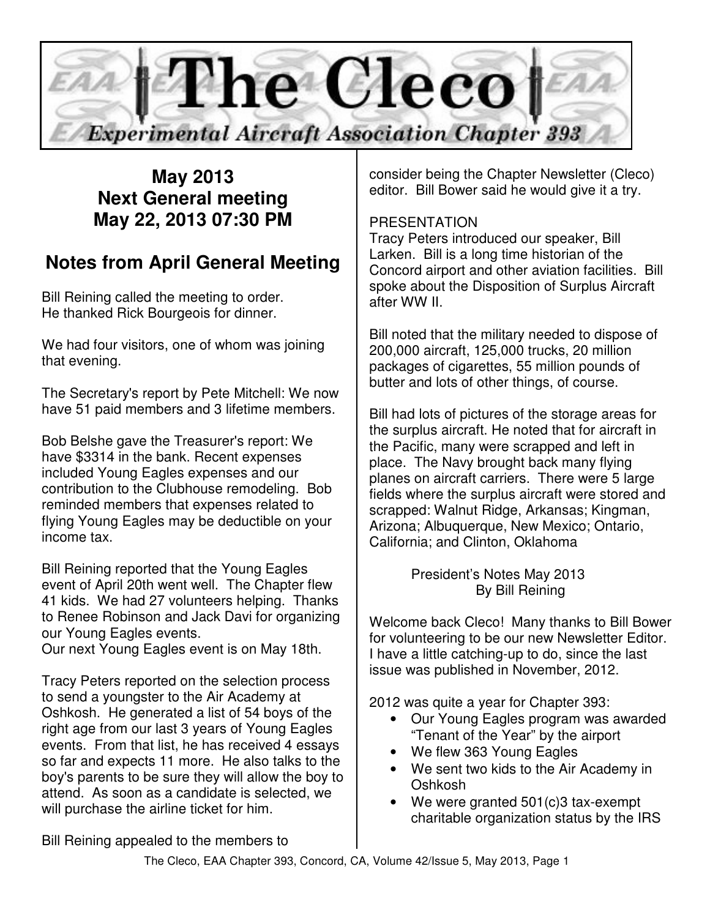# The Cleco

Experimental Aircraft Association Chapter 393

## May 2013
## Next General meeting
## May 22, 2013 07:30 PM

## Notes from April General Meeting

Bill Reining called the meeting to order.
He thanked Rick Bourgeois for dinner.

We had four visitors, one of whom was joining that evening.

The Secretary's report by Pete Mitchell: We now have 51 paid members and 3 lifetime members.

Bob Belshe gave the Treasurer's report: We have $3314 in the bank. Recent expenses included Young Eagles expenses and our contribution to the Clubhouse remodeling. Bob reminded members that expenses related to flying Young Eagles may be deductible on your income tax.

Bill Reining reported that the Young Eagles event of April 20th went well. The Chapter flew 41 kids. We had 27 volunteers helping. Thanks to Renee Robinson and Jack Davi for organizing our Young Eagles events.
Our next Young Eagles event is on May 18th.

Tracy Peters reported on the selection process to send a youngster to the Air Academy at Oshkosh. He generated a list of 54 boys of the right age from our last 3 years of Young Eagles events. From that list, he has received 4 essays so far and expects 11 more. He also talks to the boy's parents to be sure they will allow the boy to attend. As soon as a candidate is selected, we will purchase the airline ticket for him.

Bill Reining appealed to the members to consider being the Chapter Newsletter (Cleco) editor. Bill Bower said he would give it a try.

PRESENTATION
Tracy Peters introduced our speaker, Bill Larken. Bill is a long time historian of the Concord airport and other aviation facilities. Bill spoke about the Disposition of Surplus Aircraft after WW II.

Bill noted that the military needed to dispose of 200,000 aircraft, 125,000 trucks, 20 million packages of cigarettes, 55 million pounds of butter and lots of other things, of course.

Bill had lots of pictures of the storage areas for the surplus aircraft. He noted that for aircraft in the Pacific, many were scrapped and left in place. The Navy brought back many flying planes on aircraft carriers. There were 5 large fields where the surplus aircraft were stored and scrapped: Walnut Ridge, Arkansas; Kingman, Arizona; Albuquerque, New Mexico; Ontario, California; and Clinton, Oklahoma

### President's Notes May 2013
By Bill Reining

Welcome back Cleco! Many thanks to Bill Bower for volunteering to be our new Newsletter Editor. I have a little catching-up to do, since the last issue was published in November, 2012.

2012 was quite a year for Chapter 393:

- Our Young Eagles program was awarded "Tenant of the Year" by the airport
- We flew 363 Young Eagles
- We sent two kids to the Air Academy in Oshkosh
- We were granted 501(c)3 tax-exempt charitable organization status by the IRS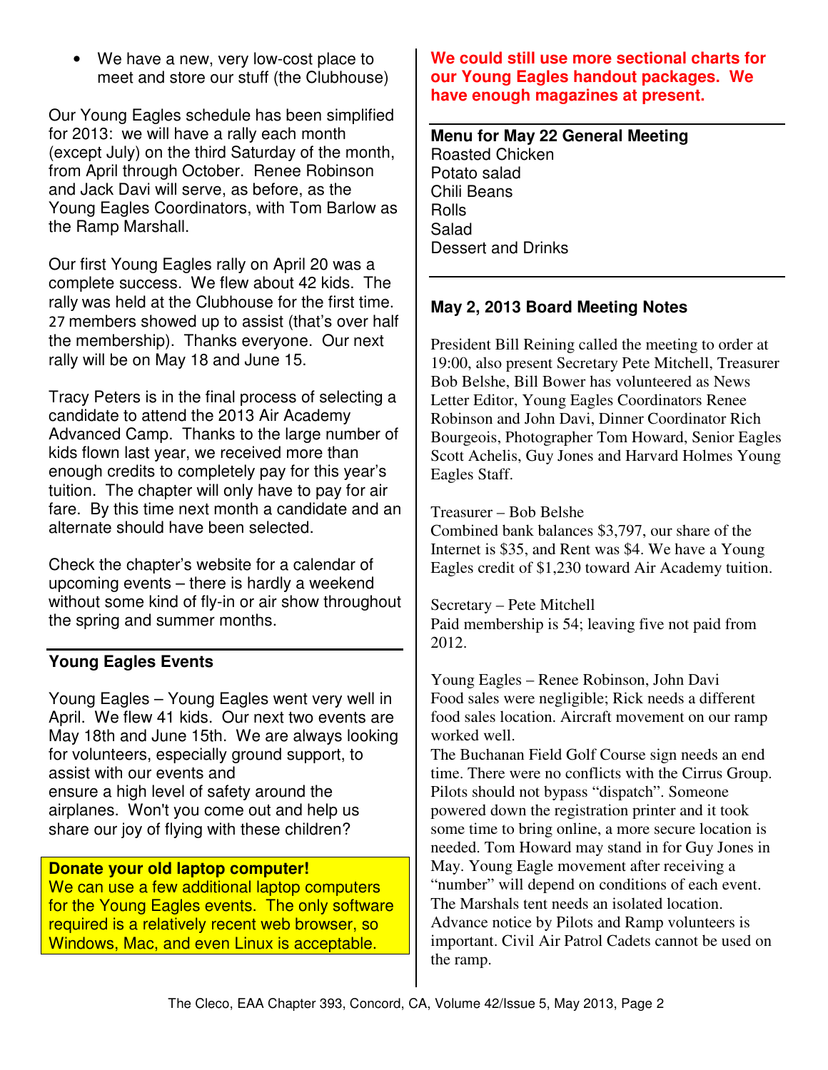- We have a new, very low-cost place to meet and store our stuff (the Clubhouse)

Our Young Eagles schedule has been simplified for 2013: we will have a rally each month (except July) on the third Saturday of the month, from April through October. Renee Robinson and Jack Davi will serve, as before, as the Young Eagles Coordinators, with Tom Barlow as the Ramp Marshall.

Our first Young Eagles rally on April 20 was a complete success. We flew about 42 kids. The rally was held at the Clubhouse for the first time. 27 members showed up to assist (that's over half the membership). Thanks everyone. Our next rally will be on May 18 and June 15.

Tracy Peters is in the final process of selecting a candidate to attend the 2013 Air Academy Advanced Camp. Thanks to the large number of kids flown last year, we received more than enough credits to completely pay for this year's tuition. The chapter will only have to pay for air fare. By this time next month a candidate and an alternate should have been selected.

Check the chapter's website for a calendar of upcoming events – there is hardly a weekend without some kind of fly-in or air show throughout the spring and summer months.

### Young Eagles Events

Young Eagles – Young Eagles went very well in April. We flew 41 kids. Our next two events are May 18th and June 15th. We are always looking for volunteers, especially ground support, to assist with our events and ensure a high level of safety around the airplanes. Won't you come out and help us share our joy of flying with these children?

**Donate your old laptop computer!**
We can use a few additional laptop computers for the Young Eagles events. The only software required is a relatively recent web browser, so Windows, Mac, and even Linux is acceptable.

**We could still use more sectional charts for our Young Eagles handout packages. We have enough magazines at present.**

### Menu for May 22 General Meeting

Roasted Chicken
Potato salad
Chili Beans
Rolls
Salad
Dessert and Drinks

### May 2, 2013 Board Meeting Notes

President Bill Reining called the meeting to order at 19:00, also present Secretary Pete Mitchell, Treasurer Bob Belshe, Bill Bower has volunteered as News Letter Editor, Young Eagles Coordinators Renee Robinson and John Davi, Dinner Coordinator Rich Bourgeois, Photographer Tom Howard, Senior Eagles Scott Achelis, Guy Jones and Harvard Holmes Young Eagles Staff.

Treasurer – Bob Belshe
Combined bank balances $3,797, our share of the Internet is $35, and Rent was $4. We have a Young Eagles credit of $1,230 toward Air Academy tuition.

Secretary – Pete Mitchell
Paid membership is 54; leaving five not paid from 2012.

Young Eagles – Renee Robinson, John Davi
Food sales were negligible; Rick needs a different food sales location. Aircraft movement on our ramp worked well.
The Buchanan Field Golf Course sign needs an end time. There were no conflicts with the Cirrus Group. Pilots should not bypass "dispatch". Someone powered down the registration printer and it took some time to bring online, a more secure location is needed. Tom Howard may stand in for Guy Jones in May. Young Eagle movement after receiving a "number" will depend on conditions of each event. The Marshals tent needs an isolated location. Advance notice by Pilots and Ramp volunteers is important. Civil Air Patrol Cadets cannot be used on the ramp.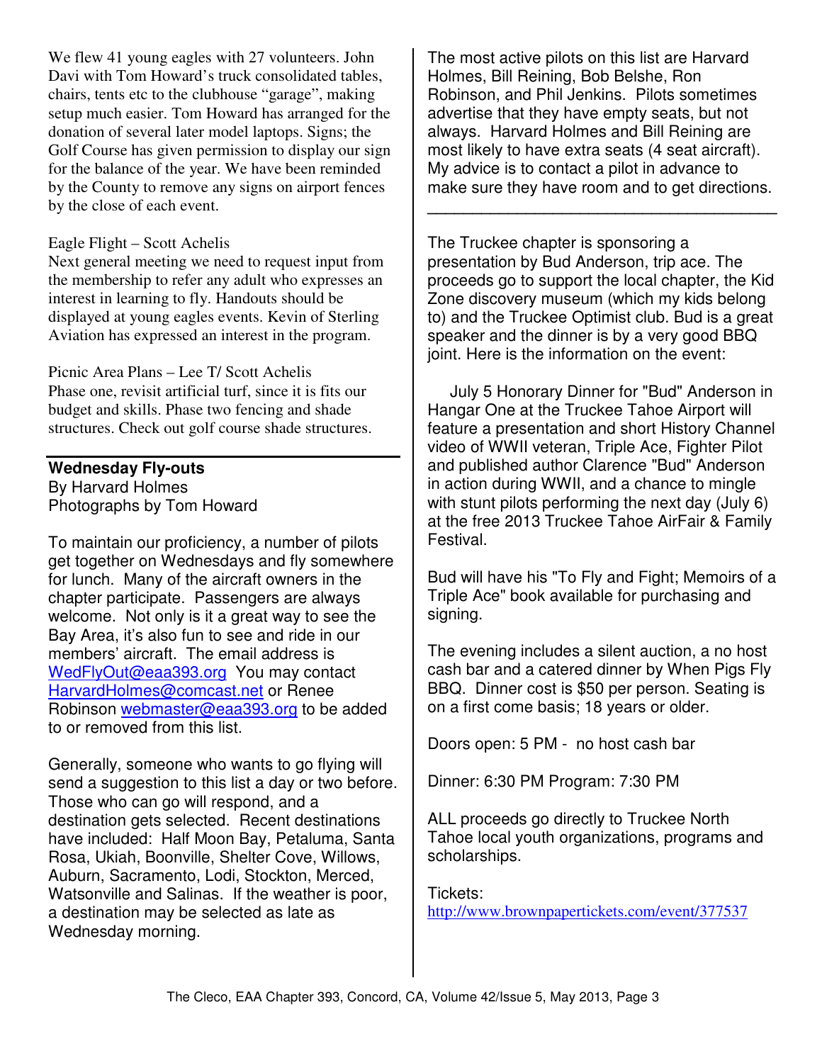We flew 41 young eagles with 27 volunteers. John Davi with Tom Howard's truck consolidated tables, chairs, tents etc to the clubhouse "garage", making setup much easier. Tom Howard has arranged for the donation of several later model laptops. Signs; the Golf Course has given permission to display our sign for the balance of the year. We have been reminded by the County to remove any signs on airport fences by the close of each event.

Eagle Flight – Scott Achelis
Next general meeting we need to request input from the membership to refer any adult who expresses an interest in learning to fly. Handouts should be displayed at young eagles events. Kevin of Sterling Aviation has expressed an interest in the program.

Picnic Area Plans – Lee T/ Scott Achelis
Phase one, revisit artificial turf, since it is fits our budget and skills. Phase two fencing and shade structures. Check out golf course shade structures.

---

## Wednesday Fly-outs

By Harvard Holmes
Photographs by Tom Howard

To maintain our proficiency, a number of pilots get together on Wednesdays and fly somewhere for lunch. Many of the aircraft owners in the chapter participate. Passengers are always welcome. Not only is it a great way to see the Bay Area, it's also fun to see and ride in our members' aircraft. The email address is WedFlyOut@eaa393.org You may contact HarvardHolmes@comcast.net or Renee Robinson webmaster@eaa393.org to be added to or removed from this list.

Generally, someone who wants to go flying will send a suggestion to this list a day or two before. Those who can go will respond, and a destination gets selected. Recent destinations have included: Half Moon Bay, Petaluma, Santa Rosa, Ukiah, Boonville, Shelter Cove, Willows, Auburn, Sacramento, Lodi, Stockton, Merced, Watsonville and Salinas. If the weather is poor, a destination may be selected as late as Wednesday morning.

The most active pilots on this list are Harvard Holmes, Bill Reining, Bob Belshe, Ron Robinson, and Phil Jenkins. Pilots sometimes advertise that they have empty seats, but not always. Harvard Holmes and Bill Reining are most likely to have extra seats (4 seat aircraft). My advice is to contact a pilot in advance to make sure they have room and to get directions.

---

The Truckee chapter is sponsoring a presentation by Bud Anderson, trip ace. The proceeds go to support the local chapter, the Kid Zone discovery museum (which my kids belong to) and the Truckee Optimist club. Bud is a great speaker and the dinner is by a very good BBQ joint. Here is the information on the event:

July 5 Honorary Dinner for "Bud" Anderson in Hangar One at the Truckee Tahoe Airport will feature a presentation and short History Channel video of WWII veteran, Triple Ace, Fighter Pilot and published author Clarence "Bud" Anderson in action during WWII, and a chance to mingle with stunt pilots performing the next day (July 6) at the free 2013 Truckee Tahoe AirFair & Family Festival.

Bud will have his "To Fly and Fight; Memoirs of a Triple Ace" book available for purchasing and signing.

The evening includes a silent auction, a no host cash bar and a catered dinner by When Pigs Fly BBQ. Dinner cost is $50 per person. Seating is on a first come basis; 18 years or older.

Doors open: 5 PM - no host cash bar

Dinner: 6:30 PM Program: 7:30 PM

ALL proceeds go directly to Truckee North Tahoe local youth organizations, programs and scholarships.

Tickets:
http://www.brownpapertickets.com/event/377537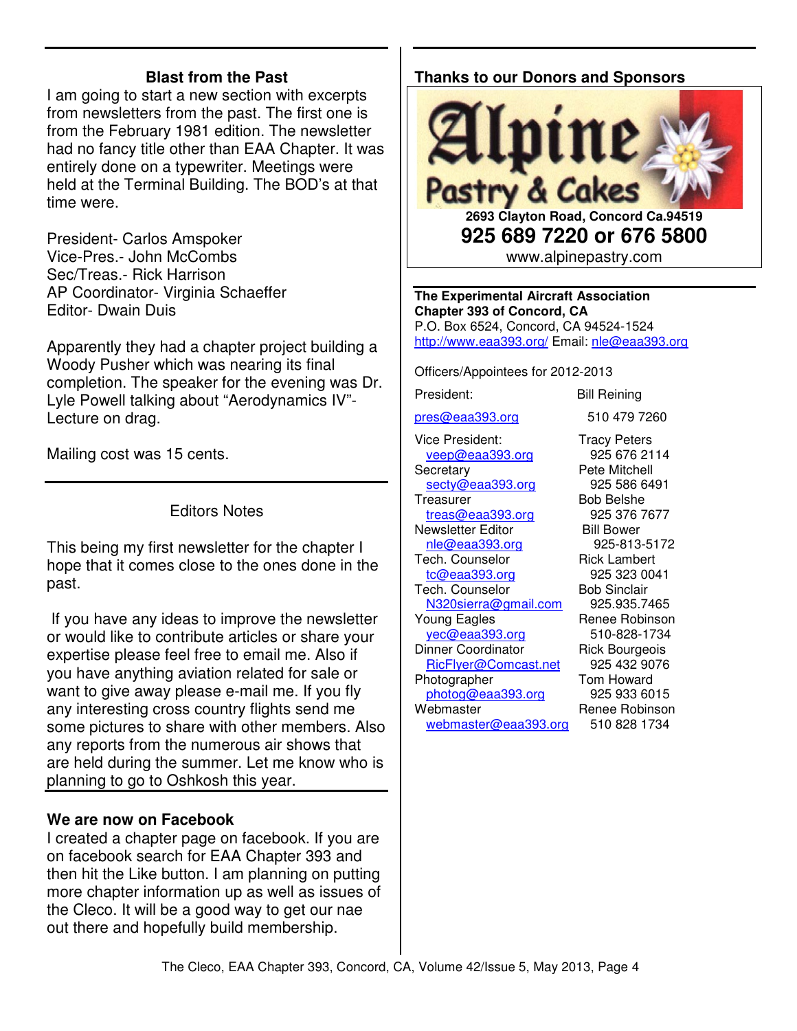## Blast from the Past

I am going to start a new section with excerpts from newsletters from the past. The first one is from the February 1981 edition. The newsletter had no fancy title other than EAA Chapter. It was entirely done on a typewriter. Meetings were held at the Terminal Building. The BOD's at that time were.

President- Carlos Amspoker
Vice-Pres.- John McCombs
Sec/Treas.- Rick Harrison
AP Coordinator- Virginia Schaeffer
Editor- Dwain Duis

Apparently they had a chapter project building a Woody Pusher which was nearing its final completion. The speaker for the evening was Dr. Lyle Powell talking about "Aerodynamics IV"- Lecture on drag.

Mailing cost was 15 cents.

---

## Editors Notes

This being my first newsletter for the chapter I hope that it comes close to the ones done in the past.

If you have any ideas to improve the newsletter or would like to contribute articles or share your expertise please feel free to email me. Also if you have anything aviation related for sale or want to give away please e-mail me. If you fly any interesting cross country flights send me some pictures to share with other members. Also any reports from the numerous air shows that are held during the summer. Let me know who is planning to go to Oshkosh this year.

---

## We are now on Facebook

I created a chapter page on facebook. If you are on facebook search for EAA Chapter 393 and then hit the Like button. I am planning on putting more chapter information up as well as issues of the Cleco. It will be a good way to get our nae out there and hopefully build membership.

---

## Thanks to our Donors and Sponsors

**Alpine Pastry & Cakes**
**2693 Clayton Road, Concord Ca.94519**
**925 689 7220 or 676 5800**
www.alpinepastry.com

---

**The Experimental Aircraft Association**
**Chapter 393 of Concord, CA**
P.O. Box 6524, Concord, CA 94524-1524
http://www.eaa393.org/ Email: nle@eaa393.org

Officers/Appointees for 2012-2013

| | |
|---|---|
| President: | Bill Reining |
| pres@eaa393.org | 510 479 7260 |
| Vice President: | Tracy Peters |
| veep@eaa393.org | 925 676 2114 |
| Secretary | Pete Mitchell |
| secty@eaa393.org | 925 586 6491 |
| Treasurer | Bob Belshe |
| treas@eaa393.org | 925 376 7677 |
| Newsletter Editor | Bill Bower |
| nle@eaa393.org | 925-813-5172 |
| Tech. Counselor | Rick Lambert |
| tc@eaa393.org | 925 323 0041 |
| Tech. Counselor | Bob Sinclair |
| N320sierra@gmail.com | 925.935.7465 |
| Young Eagles | Renee Robinson |
| yec@eaa393.org | 510-828-1734 |
| Dinner Coordinator | Rick Bourgeois |
| RicFlyer@Comcast.net | 925 432 9076 |
| Photographer | Tom Howard |
| photog@eaa393.org | 925 933 6015 |
| Webmaster | Renee Robinson |
| webmaster@eaa393.org | 510 828 1734 |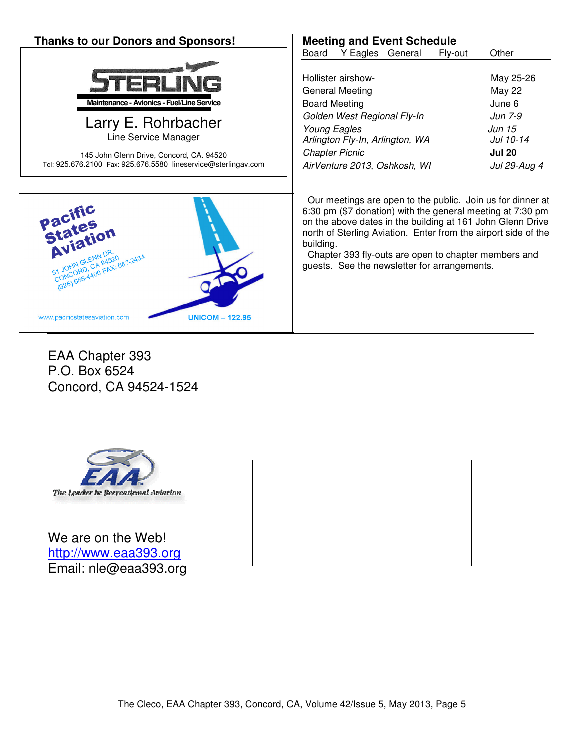## Thanks to our Donors and Sponsors!

STERLING

Maintenance - Avionics - Fuel/Line Service

Larry E. Rohrbacher

Line Service Manager

145 John Glenn Drive, Concord, CA. 94520

Tel: 925.676.2100 Fax: 925.676.5580 lineservice@sterlingav.com

Pacific States Aviation

51 JOHN GLENN DR.
CONCORD, CA 94520
(925) 685-4400 FAX: 687-2434

www.pacificstatesaviation.com

UNICOM – 122.95

## Meeting and Event Schedule

Board Y Eagles General *Fly-out* Other

| | |
|---|---|
| Hollister airshow- | May 25-26 |
| General Meeting | May 22 |
| Board Meeting | June 6 |
| *Golden West Regional Fly-In* | *Jun 7-9* |
| *Young Eagles* | *Jun 15* |
| *Arlington Fly-In, Arlington, WA* | *Jul 10-14* |
| *Chapter Picnic* | **Jul 20** |
| *AirVenture 2013, Oshkosh, WI* | *Jul 29-Aug 4* |

Our meetings are open to the public. Join us for dinner at 6:30 pm ($7 donation) with the general meeting at 7:30 pm on the above dates in the building at 161 John Glenn Drive north of Sterling Aviation. Enter from the airport side of the building.

Chapter 393 fly-outs are open to chapter members and guests. See the newsletter for arrangements.

EAA Chapter 393
P.O. Box 6524
Concord, CA 94524-1524

EAA
The Leader in Recreational Aviation

We are on the Web!
[http://www.eaa393.org](http://www.eaa393.org)
Email: nle@eaa393.org